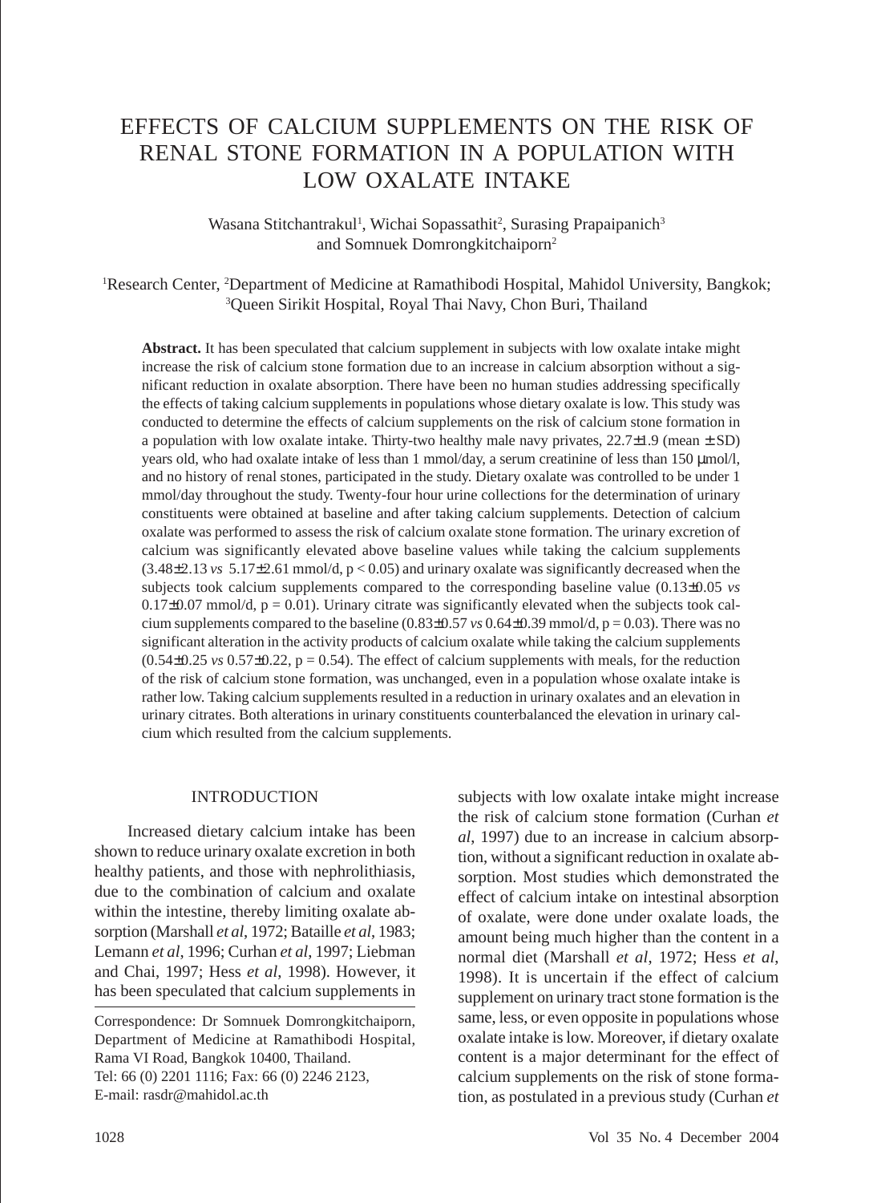# EFFECTS OF CALCIUM SUPPLEMENTS ON THE RISK OF RENAL STONE FORMATION IN A POPULATION WITH LOW OXALATE INTAKE

Wasana Stitchantrakul[1], Wichai Sopassathit[2], Surasing Prapaipanich[3] and Somnuek Domrongkitchaiporn[2]

[1]Research Center, [2]Department of Medicine at Ramathibodi Hospital, Mahidol University, Bangkok; [3]Queen Sirikit Hospital, Royal Thai Navy, Chon Buri, Thailand

**Abstract.** It has been speculated that calcium supplement in subjects with low oxalate intake might increase the risk of calcium stone formation due to an increase in calcium absorption without a significant reduction in oxalate absorption. There have been no human studies addressing specifically the effects of taking calcium supplements in populations whose dietary oxalate is low. This study was conducted to determine the effects of calcium supplements on the risk of calcium stone formation in a population with low oxalate intake. Thirty-two healthy male navy privates, 22.7±1.9 (mean ± SD) years old, who had oxalate intake of less than 1 mmol/day, a serum creatinine of less than 150 μmol/l, and no history of renal stones, participated in the study. Dietary oxalate was controlled to be under 1 mmol/day throughout the study. Twenty-four hour urine collections for the determination of urinary constituents were obtained at baseline and after taking calcium supplements. Detection of calcium oxalate was performed to assess the risk of calcium oxalate stone formation. The urinary excretion of calcium was significantly elevated above baseline values while taking the calcium supplements (3.48±2.13 *vs* 5.17±2.61 mmol/d, $p < 0.05$) and urinary oxalate was significantly decreased when the subjects took calcium supplements compared to the corresponding baseline value (0.13±0.05 *vs* 0.17±0.07 mmol/d, $p = 0.01$). Urinary citrate was significantly elevated when the subjects took calcium supplements compared to the baseline (0.83±0.57 *vs* 0.64±0.39 mmol/d, $p = 0.03$). There was no significant alteration in the activity products of calcium oxalate while taking the calcium supplements (0.54±0.25 *vs* 0.57±0.22, $p = 0.54$). The effect of calcium supplements with meals, for the reduction of the risk of calcium stone formation, was unchanged, even in a population whose oxalate intake is rather low. Taking calcium supplements resulted in a reduction in urinary oxalates and an elevation in urinary citrates. Both alterations in urinary constituents counterbalanced the elevation in urinary calcium which resulted from the calcium supplements.

## INTRODUCTION

Increased dietary calcium intake has been shown to reduce urinary oxalate excretion in both healthy patients, and those with nephrolithiasis, due to the combination of calcium and oxalate within the intestine, thereby limiting oxalate absorption (Marshall *et al*, 1972; Bataille *et al*, 1983; Lemann *et al*, 1996; Curhan *et al*, 1997; Liebman and Chai, 1997; Hess *et al*, 1998). However, it has been speculated that calcium supplements in subjects with low oxalate intake might increase the risk of calcium stone formation (Curhan *et al*, 1997) due to an increase in calcium absorption, without a significant reduction in oxalate absorption. Most studies which demonstrated the effect of calcium intake on intestinal absorption of oxalate, were done under oxalate loads, the amount being much higher than the content in a normal diet (Marshall *et al*, 1972; Hess *et al,* 1998). It is uncertain if the effect of calcium supplement on urinary tract stone formation is the same, less, or even opposite in populations whose oxalate intake is low. Moreover, if dietary oxalate content is a major determinant for the effect of calcium supplements on the risk of stone formation, as postulated in a previous study (Curhan *et*

Correspondence: Dr Somnuek Domrongkitchaiporn, Department of Medicine at Ramathibodi Hospital, Rama VI Road, Bangkok 10400, Thailand.
Tel: 66 (0) 2201 1116; Fax: 66 (0) 2246 2123,
E-mail: rasdr@mahidol.ac.th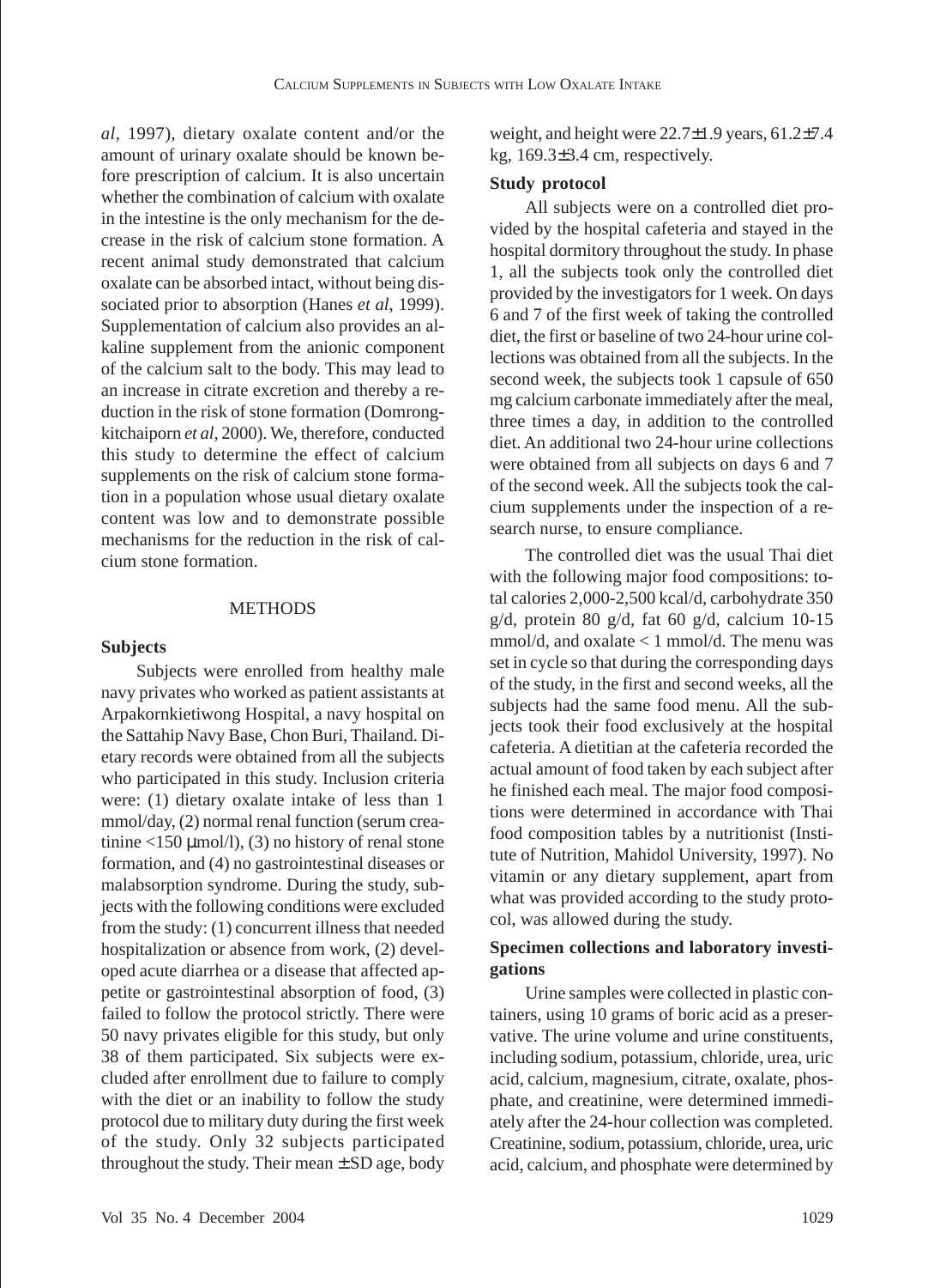*al*, 1997), dietary oxalate content and/or the amount of urinary oxalate should be known before prescription of calcium. It is also uncertain whether the combination of calcium with oxalate in the intestine is the only mechanism for the decrease in the risk of calcium stone formation. A recent animal study demonstrated that calcium oxalate can be absorbed intact, without being dissociated prior to absorption (Hanes *et al*, 1999). Supplementation of calcium also provides an alkaline supplement from the anionic component of the calcium salt to the body. This may lead to an increase in citrate excretion and thereby a reduction in the risk of stone formation (Domrongkitchaiporn *et al*, 2000). We, therefore, conducted this study to determine the effect of calcium supplements on the risk of calcium stone formation in a population whose usual dietary oxalate content was low and to demonstrate possible mechanisms for the reduction in the risk of calcium stone formation.

## METHODS

### Subjects

Subjects were enrolled from healthy male navy privates who worked as patient assistants at Arpakornkietiwong Hospital, a navy hospital on the Sattahip Navy Base, Chon Buri, Thailand. Dietary records were obtained from all the subjects who participated in this study. Inclusion criteria were: (1) dietary oxalate intake of less than 1 mmol/day, (2) normal renal function (serum creatinine <150 µmol/l), (3) no history of renal stone formation, and (4) no gastrointestinal diseases or malabsorption syndrome. During the study, subjects with the following conditions were excluded from the study: (1) concurrent illness that needed hospitalization or absence from work, (2) developed acute diarrhea or a disease that affected appetite or gastrointestinal absorption of food, (3) failed to follow the protocol strictly. There were 50 navy privates eligible for this study, but only 38 of them participated. Six subjects were excluded after enrollment due to failure to comply with the diet or an inability to follow the study protocol due to military duty during the first week of the study. Only 32 subjects participated throughout the study. Their mean ± SD age, body weight, and height were 22.7±1.9 years, 61.2±7.4 kg, 169.3±3.4 cm, respectively.

### Study protocol

All subjects were on a controlled diet provided by the hospital cafeteria and stayed in the hospital dormitory throughout the study. In phase 1, all the subjects took only the controlled diet provided by the investigators for 1 week. On days 6 and 7 of the first week of taking the controlled diet, the first or baseline of two 24-hour urine collections was obtained from all the subjects. In the second week, the subjects took 1 capsule of 650 mg calcium carbonate immediately after the meal, three times a day, in addition to the controlled diet. An additional two 24-hour urine collections were obtained from all subjects on days 6 and 7 of the second week. All the subjects took the calcium supplements under the inspection of a research nurse, to ensure compliance.

The controlled diet was the usual Thai diet with the following major food compositions: total calories 2,000-2,500 kcal/d, carbohydrate 350 g/d, protein 80 g/d, fat 60 g/d, calcium 10-15 mmol/d, and oxalate < 1 mmol/d. The menu was set in cycle so that during the corresponding days of the study, in the first and second weeks, all the subjects had the same food menu. All the subjects took their food exclusively at the hospital cafeteria. A dietitian at the cafeteria recorded the actual amount of food taken by each subject after he finished each meal. The major food compositions were determined in accordance with Thai food composition tables by a nutritionist (Institute of Nutrition, Mahidol University, 1997). No vitamin or any dietary supplement, apart from what was provided according to the study protocol, was allowed during the study.

### Specimen collections and laboratory investigations

Urine samples were collected in plastic containers, using 10 grams of boric acid as a preservative. The urine volume and urine constituents, including sodium, potassium, chloride, urea, uric acid, calcium, magnesium, citrate, oxalate, phosphate, and creatinine, were determined immediately after the 24-hour collection was completed. Creatinine, sodium, potassium, chloride, urea, uric acid, calcium, and phosphate were determined by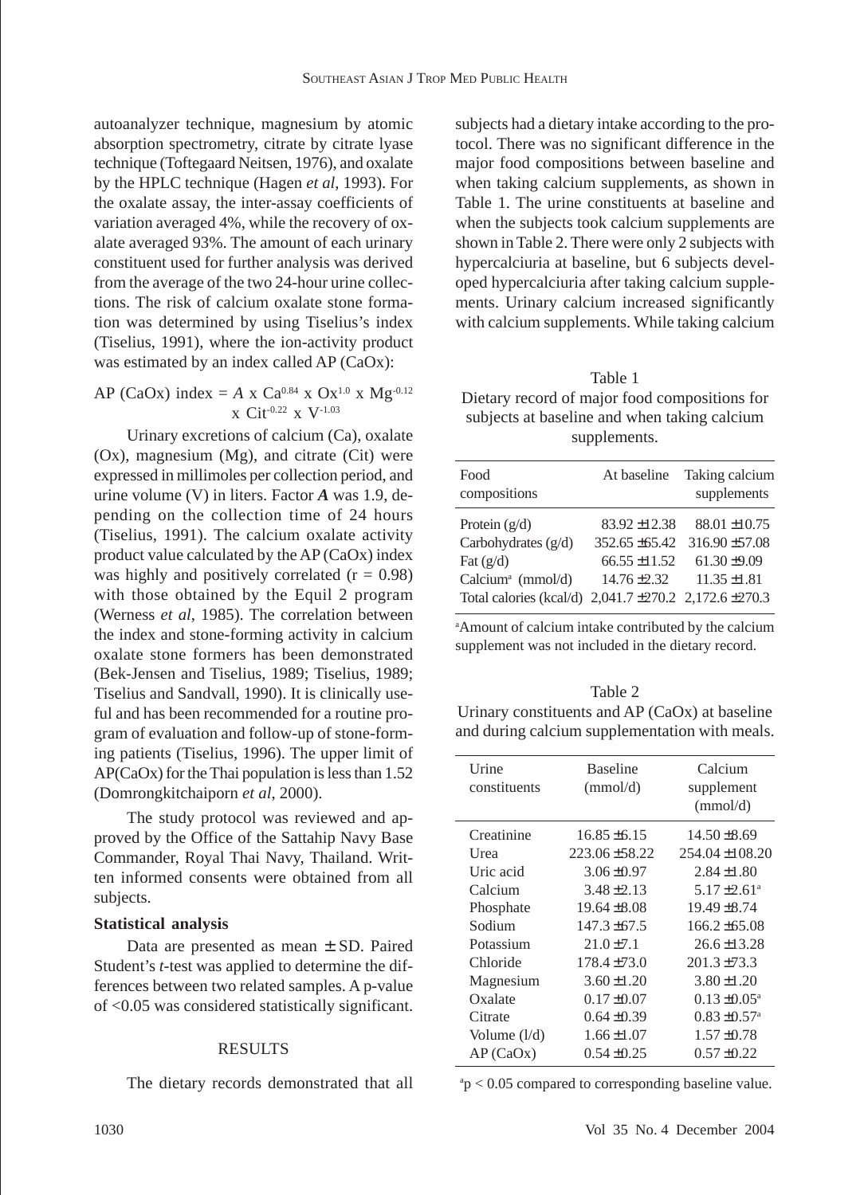autoanalyzer technique, magnesium by atomic absorption spectrometry, citrate by citrate lyase technique (Toftegaard Neitsen, 1976), and oxalate by the HPLC technique (Hagen *et al*, 1993). For the oxalate assay, the inter-assay coefficients of variation averaged 4%, while the recovery of oxalate averaged 93%. The amount of each urinary constituent used for further analysis was derived from the average of the two 24-hour urine collections. The risk of calcium oxalate stone formation was determined by using Tiselius's index (Tiselius, 1991), where the ion-activity product was estimated by an index called AP (CaOx):

$$\text{AP (CaOx) index} = A \times Ca^{0.84} \times Ox^{1.0} \times Mg^{-0.12} \times Cit^{-0.22} \times V^{-1.03}$$

Urinary excretions of calcium (Ca), oxalate (Ox), magnesium (Mg), and citrate (Cit) were expressed in millimoles per collection period, and urine volume (V) in liters. Factor ***A*** was 1.9, depending on the collection time of 24 hours (Tiselius, 1991). The calcium oxalate activity product value calculated by the AP (CaOx) index was highly and positively correlated ($r = 0.98$) with those obtained by the Equil 2 program (Werness *et al*, 1985). The correlation between the index and stone-forming activity in calcium oxalate stone formers has been demonstrated (Bek-Jensen and Tiselius, 1989; Tiselius, 1989; Tiselius and Sandvall, 1990). It is clinically useful and has been recommended for a routine program of evaluation and follow-up of stone-forming patients (Tiselius, 1996). The upper limit of AP(CaOx) for the Thai population is less than 1.52 (Domrongkitchaiporn *et al*, 2000).

The study protocol was reviewed and approved by the Office of the Sattahip Navy Base Commander, Royal Thai Navy, Thailand. Written informed consents were obtained from all subjects.

**Statistical analysis**

Data are presented as mean ± SD. Paired Student's *t*-test was applied to determine the differences between two related samples. A p-value of <0.05 was considered statistically significant.

## RESULTS

The dietary records demonstrated that all subjects had a dietary intake according to the protocol. There was no significant difference in the major food compositions between baseline and when taking calcium supplements, as shown in Table 1. The urine constituents at baseline and when the subjects took calcium supplements are shown in Table 2. There were only 2 subjects with hypercalciuria at baseline, but 6 subjects developed hypercalciuria after taking calcium supplements. Urinary calcium increased significantly with calcium supplements. While taking calcium

Table 1
Dietary record of major food compositions for subjects at baseline and when taking calcium supplements.

| Food compositions | At baseline | Taking calcium supplements |
|---|---|---|
| Protein (g/d) | 83.92 ± 12.38 | 88.01 ± 10.75 |
| Carbohydrates (g/d) | 352.65 ± 65.42 | 316.90 ± 57.08 |
| Fat (g/d) | 66.55 ± 11.52 | 61.30 ± 9.09 |
| Calcium[a] (mmol/d) | 14.76 ± 2.32 | 11.35 ± 1.81 |
| Total calories (kcal/d) | 2,041.7 ± 270.2 | 2,172.6 ± 270.3 |

[a]Amount of calcium intake contributed by the calcium supplement was not included in the dietary record.

Table 2
Urinary constituents and AP (CaOx) at baseline and during calcium supplementation with meals.

| Urine constituents | Baseline (mmol/d) | Calcium supplement (mmol/d) |
|---|---|---|
| Creatinine | 16.85 ± 6.15 | 14.50 ± 8.69 |
| Urea | 223.06 ± 58.22 | 254.04 ± 108.20 |
| Uric acid | 3.06 ± 0.97 | 2.84 ± 1.80 |
| Calcium | 3.48 ± 2.13 | 5.17 ± 2.61[a] |
| Phosphate | 19.64 ± 8.08 | 19.49 ± 8.74 |
| Sodium | 147.3 ± 67.5 | 166.2 ± 65.08 |
| Potassium | 21.0 ± 7.1 | 26.6 ± 13.28 |
| Chloride | 178.4 ± 73.0 | 201.3 ± 73.3 |
| Magnesium | 3.60 ± 1.20 | 3.80 ± 1.20 |
| Oxalate | 0.17 ± 0.07 | 0.13 ± 0.05[a] |
| Citrate | 0.64 ± 0.39 | 0.83 ± 0.57[a] |
| Volume (l/d) | 1.66 ± 1.07 | 1.57 ± 0.78 |
| AP (CaOx) | 0.54 ± 0.25 | 0.57 ± 0.22 |

[a]$p < 0.05$ compared to corresponding baseline value.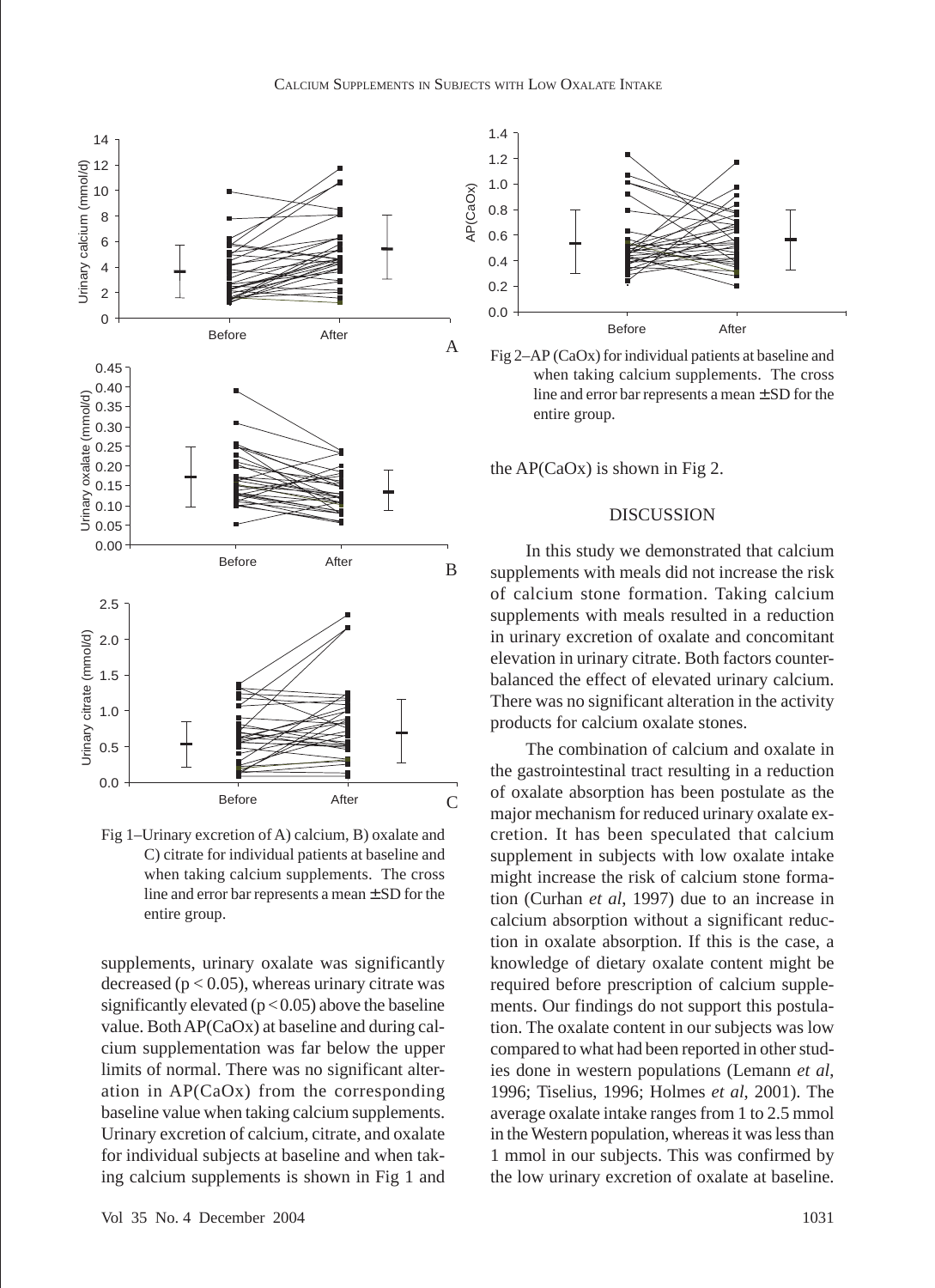Fig 1–Urinary excretion of A) calcium, B) oxalate and C) citrate for individual patients at baseline and when taking calcium supplements. The cross line and error bar represents a mean ± SD for the entire group.

supplements, urinary oxalate was significantly decreased ($p < 0.05$), whereas urinary citrate was significantly elevated ($p < 0.05$) above the baseline value. Both AP(CaOx) at baseline and during calcium supplementation was far below the upper limits of normal. There was no significant alteration in AP(CaOx) from the corresponding baseline value when taking calcium supplements. Urinary excretion of calcium, citrate, and oxalate for individual subjects at baseline and when taking calcium supplements is shown in Fig 1 and the AP(CaOx) is shown in Fig 2.

Fig 2–AP (CaOx) for individual patients at baseline and when taking calcium supplements. The cross line and error bar represents a mean ± SD for the entire group.

## DISCUSSION

In this study we demonstrated that calcium supplements with meals did not increase the risk of calcium stone formation. Taking calcium supplements with meals resulted in a reduction in urinary excretion of oxalate and concomitant elevation in urinary citrate. Both factors counterbalanced the effect of elevated urinary calcium. There was no significant alteration in the activity products for calcium oxalate stones.

The combination of calcium and oxalate in the gastrointestinal tract resulting in a reduction of oxalate absorption has been postulate as the major mechanism for reduced urinary oxalate excretion. It has been speculated that calcium supplement in subjects with low oxalate intake might increase the risk of calcium stone formation (Curhan *et al*, 1997) due to an increase in calcium absorption without a significant reduction in oxalate absorption. If this is the case, a knowledge of dietary oxalate content might be required before prescription of calcium supplements. Our findings do not support this postulation. The oxalate content in our subjects was low compared to what had been reported in other studies done in western populations (Lemann *et al*, 1996; Tiselius, 1996; Holmes *et al*, 2001). The average oxalate intake ranges from 1 to 2.5 mmol in the Western population, whereas it was less than 1 mmol in our subjects. This was confirmed by the low urinary excretion of oxalate at baseline.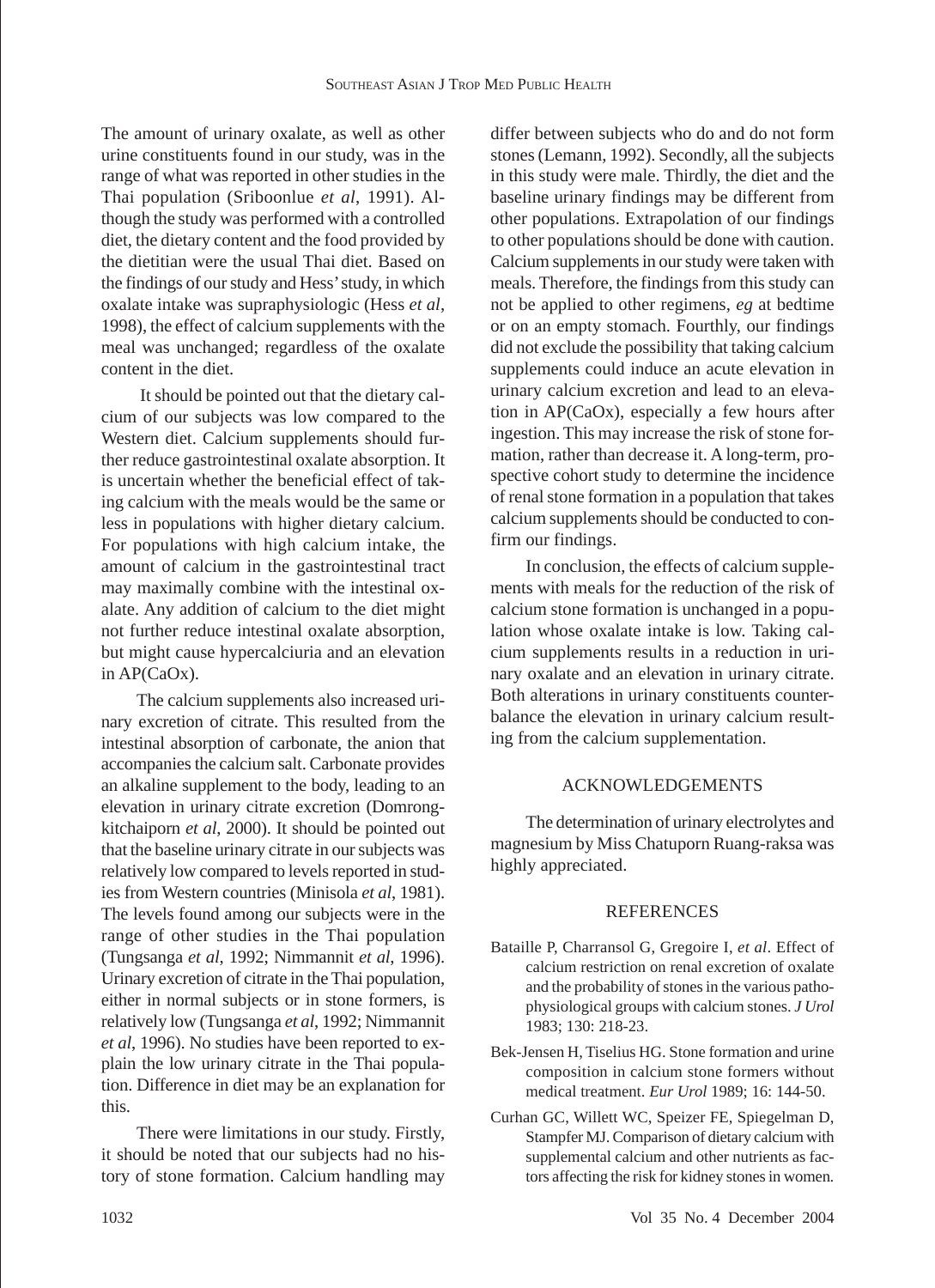The amount of urinary oxalate, as well as other urine constituents found in our study, was in the range of what was reported in other studies in the Thai population (Sriboonlue *et al*, 1991). Although the study was performed with a controlled diet, the dietary content and the food provided by the dietitian were the usual Thai diet. Based on the findings of our study and Hess' study, in which oxalate intake was supraphysiologic (Hess *et al*, 1998), the effect of calcium supplements with the meal was unchanged; regardless of the oxalate content in the diet.

It should be pointed out that the dietary calcium of our subjects was low compared to the Western diet. Calcium supplements should further reduce gastrointestinal oxalate absorption. It is uncertain whether the beneficial effect of taking calcium with the meals would be the same or less in populations with higher dietary calcium. For populations with high calcium intake, the amount of calcium in the gastrointestinal tract may maximally combine with the intestinal oxalate. Any addition of calcium to the diet might not further reduce intestinal oxalate absorption, but might cause hypercalciuria and an elevation in AP(CaOx).

The calcium supplements also increased urinary excretion of citrate. This resulted from the intestinal absorption of carbonate, the anion that accompanies the calcium salt. Carbonate provides an alkaline supplement to the body, leading to an elevation in urinary citrate excretion (Domrongkitchaiporn *et al*, 2000). It should be pointed out that the baseline urinary citrate in our subjects was relatively low compared to levels reported in studies from Western countries (Minisola *et al*, 1981). The levels found among our subjects were in the range of other studies in the Thai population (Tungsanga *et al*, 1992; Nimmannit *et al*, 1996). Urinary excretion of citrate in the Thai population, either in normal subjects or in stone formers, is relatively low (Tungsanga *et al*, 1992; Nimmannit *et al*, 1996). No studies have been reported to explain the low urinary citrate in the Thai population. Difference in diet may be an explanation for this.

There were limitations in our study. Firstly, it should be noted that our subjects had no history of stone formation. Calcium handling may differ between subjects who do and do not form stones (Lemann, 1992). Secondly, all the subjects in this study were male. Thirdly, the diet and the baseline urinary findings may be different from other populations. Extrapolation of our findings to other populations should be done with caution. Calcium supplements in our study were taken with meals. Therefore, the findings from this study can not be applied to other regimens, *eg* at bedtime or on an empty stomach. Fourthly, our findings did not exclude the possibility that taking calcium supplements could induce an acute elevation in urinary calcium excretion and lead to an elevation in AP(CaOx), especially a few hours after ingestion. This may increase the risk of stone formation, rather than decrease it. A long-term, prospective cohort study to determine the incidence of renal stone formation in a population that takes calcium supplements should be conducted to confirm our findings.

In conclusion, the effects of calcium supplements with meals for the reduction of the risk of calcium stone formation is unchanged in a population whose oxalate intake is low. Taking calcium supplements results in a reduction in urinary oxalate and an elevation in urinary citrate. Both alterations in urinary constituents counterbalance the elevation in urinary calcium resulting from the calcium supplementation.

## ACKNOWLEDGEMENTS

The determination of urinary electrolytes and magnesium by Miss Chatuporn Ruang-raksa was highly appreciated.

## REFERENCES

Bataille P, Charransol G, Gregoire I, *et al*. Effect of calcium restriction on renal excretion of oxalate and the probability of stones in the various pathophysiological groups with calcium stones. *J Urol* 1983; 130: 218-23.

Bek-Jensen H, Tiselius HG. Stone formation and urine composition in calcium stone formers without medical treatment. *Eur Urol* 1989; 16: 144-50.

Curhan GC, Willett WC, Speizer FE, Spiegelman D, Stampfer MJ. Comparison of dietary calcium with supplemental calcium and other nutrients as factors affecting the risk for kidney stones in women.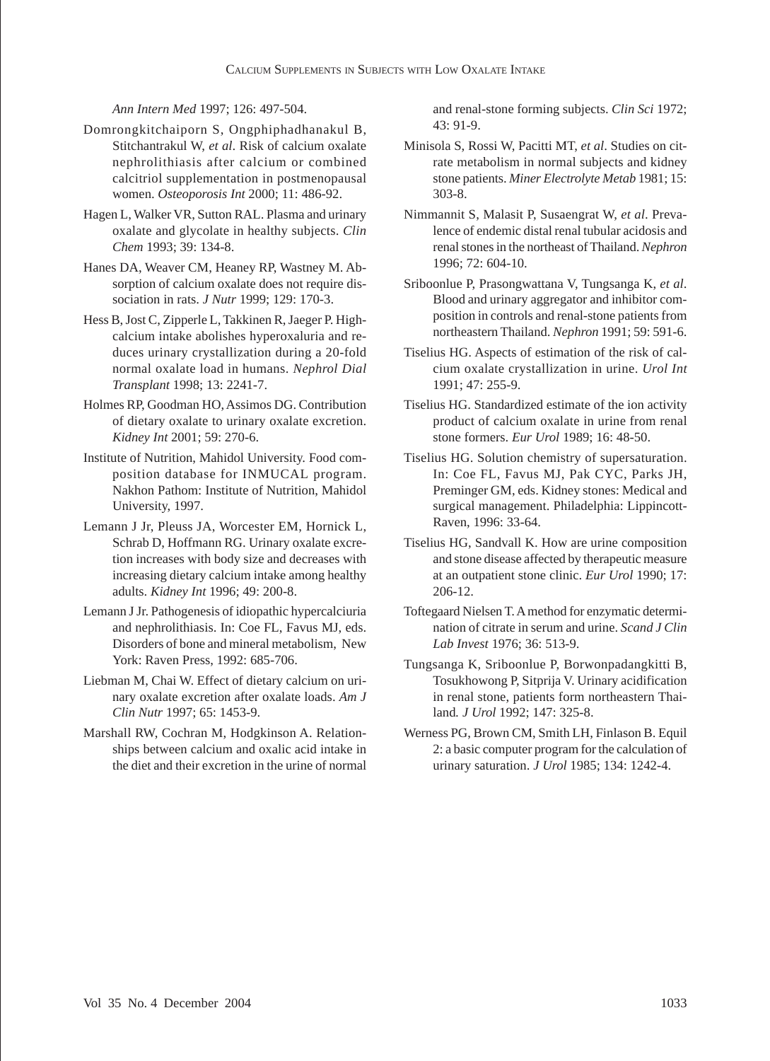*Ann Intern Med* 1997; 126: 497-504.

Domrongkitchaiporn S, Ongphiphadhanakul B, Stitchantrakul W, *et al*. Risk of calcium oxalate nephrolithiasis after calcium or combined calcitriol supplementation in postmenopausal women. *Osteoporosis Int* 2000; 11: 486-92.

Hagen L, Walker VR, Sutton RAL. Plasma and urinary oxalate and glycolate in healthy subjects. *Clin Chem* 1993; 39: 134-8.

Hanes DA, Weaver CM, Heaney RP, Wastney M. Absorption of calcium oxalate does not require dissociation in rats. *J Nutr* 1999; 129: 170-3.

Hess B, Jost C, Zipperle L, Takkinen R, Jaeger P. High-calcium intake abolishes hyperoxaluria and reduces urinary crystallization during a 20-fold normal oxalate load in humans. *Nephrol Dial Transplant* 1998; 13: 2241-7.

Holmes RP, Goodman HO, Assimos DG. Contribution of dietary oxalate to urinary oxalate excretion. *Kidney Int* 2001; 59: 270-6.

Institute of Nutrition, Mahidol University. Food composition database for INMUCAL program. Nakhon Pathom: Institute of Nutrition, Mahidol University, 1997.

Lemann J Jr, Pleuss JA, Worcester EM, Hornick L, Schrab D, Hoffmann RG. Urinary oxalate excretion increases with body size and decreases with increasing dietary calcium intake among healthy adults. *Kidney Int* 1996; 49: 200-8.

Lemann J Jr. Pathogenesis of idiopathic hypercalciuria and nephrolithiasis. In: Coe FL, Favus MJ, eds. Disorders of bone and mineral metabolism, New York: Raven Press, 1992: 685-706.

Liebman M, Chai W. Effect of dietary calcium on urinary oxalate excretion after oxalate loads. *Am J Clin Nutr* 1997; 65: 1453-9.

Marshall RW, Cochran M, Hodgkinson A. Relationships between calcium and oxalic acid intake in the diet and their excretion in the urine of normal and renal-stone forming subjects. *Clin Sci* 1972; 43: 91-9.

Minisola S, Rossi W, Pacitti MT, *et al*. Studies on citrate metabolism in normal subjects and kidney stone patients. *Miner Electrolyte Metab* 1981; 15: 303-8.

Nimmannit S, Malasit P, Susaengrat W, *et al*. Prevalence of endemic distal renal tubular acidosis and renal stones in the northeast of Thailand. *Nephron* 1996; 72: 604-10.

Sriboonlue P, Prasongwattana V, Tungsanga K, *et al*. Blood and urinary aggregator and inhibitor composition in controls and renal-stone patients from northeastern Thailand. *Nephron* 1991; 59: 591-6.

Tiselius HG. Aspects of estimation of the risk of calcium oxalate crystallization in urine. *Urol Int* 1991; 47: 255-9.

Tiselius HG. Standardized estimate of the ion activity product of calcium oxalate in urine from renal stone formers. *Eur Urol* 1989; 16: 48-50.

Tiselius HG. Solution chemistry of supersaturation. In: Coe FL, Favus MJ, Pak CYC, Parks JH, Preminger GM, eds. Kidney stones: Medical and surgical management. Philadelphia: Lippincott-Raven, 1996: 33-64.

Tiselius HG, Sandvall K. How are urine composition and stone disease affected by therapeutic measure at an outpatient stone clinic. *Eur Urol* 1990; 17: 206-12.

Toftegaard Nielsen T. A method for enzymatic determination of citrate in serum and urine. *Scand J Clin Lab Invest* 1976; 36: 513-9.

Tungsanga K, Sriboonlue P, Borwonpadangkitti B, Tosukhowong P, Sitprija V. Urinary acidification in renal stone, patients form northeastern Thailand. *J Urol* 1992; 147: 325-8.

Werness PG, Brown CM, Smith LH, Finlason B. Equil 2: a basic computer program for the calculation of urinary saturation. *J Urol* 1985; 134: 1242-4.